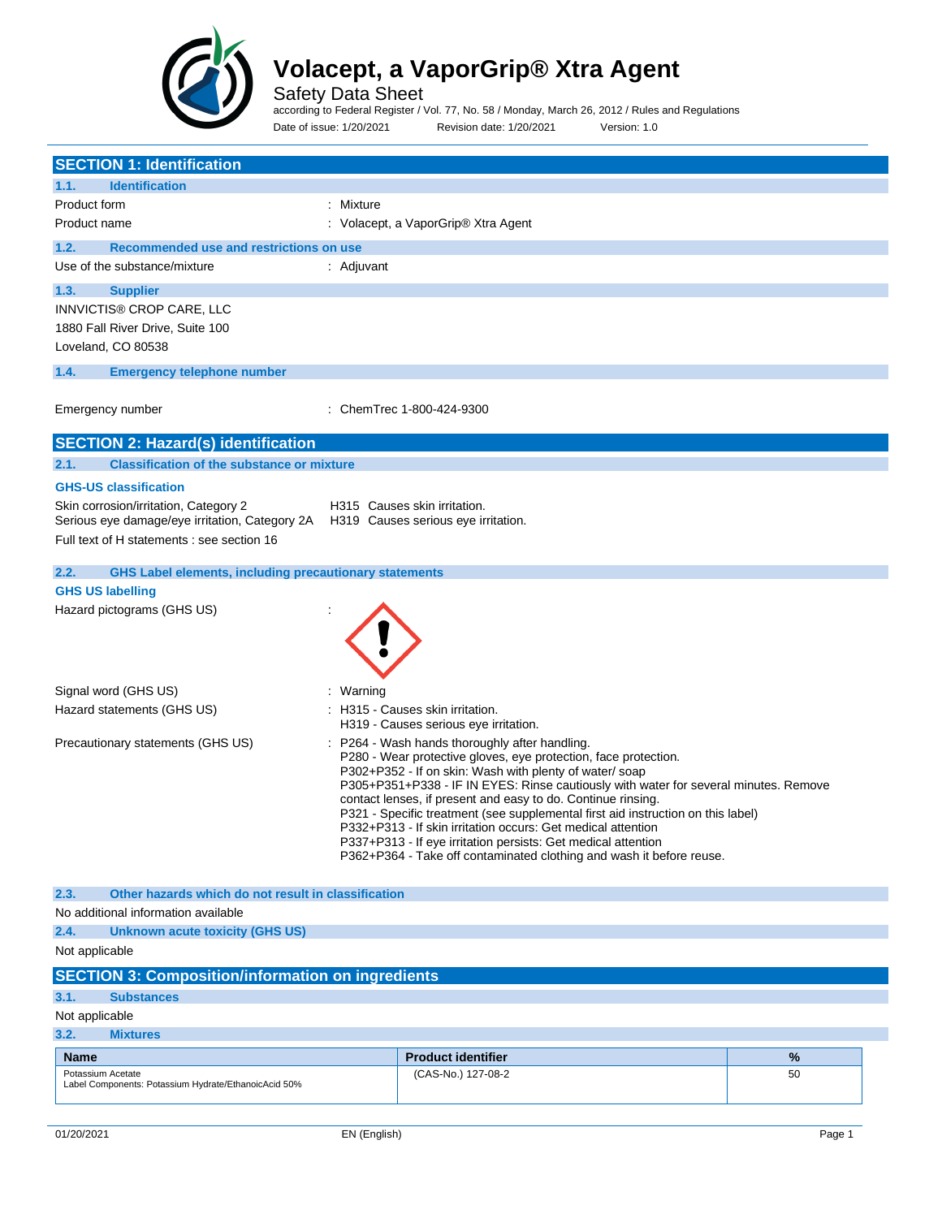# Volacept, a VaporGrip® Xtra Agent

Safety Data Sheet

according to Federal Register / Vol. 77, No. 58 / Monday, March 26, 2012 / Rules and Regulations

Date of issue: 1/20/2021 Revision date: 1/20/2021 Version: 1.0

## SECTION 1: Identification

### 1.1. Identification

Product form : Mixture

Product name : Volacept, a VaporGrip® Xtra Agent

### 1.2. Recommended use and restrictions on use

Use of the substance/mixture : Adjuvant

### 1.3. Supplier

INNVICTIS® CROP CARE, LLC
1880 Fall River Drive, Suite 100
Loveland, CO 80538

### 1.4. Emergency telephone number

Emergency number : ChemTrec 1-800-424-9300

## SECTION 2: Hazard(s) identification

### 2.1. Classification of the substance or mixture

**GHS-US classification**

Skin corrosion/irritation, Category 2 H315 Causes skin irritation.
Serious eye damage/eye irritation, Category 2A H319 Causes serious eye irritation.

Full text of H statements : see section 16

### 2.2. GHS Label elements, including precautionary statements

**GHS US labelling**

Hazard pictograms (GHS US) :

Signal word (GHS US) : Warning

Hazard statements (GHS US) : H315 - Causes skin irritation.
H319 - Causes serious eye irritation.

Precautionary statements (GHS US) : P264 - Wash hands thoroughly after handling.
P280 - Wear protective gloves, eye protection, face protection.
P302+P352 - If on skin: Wash with plenty of water/ soap
P305+P351+P338 - IF IN EYES: Rinse cautiously with water for several minutes. Remove contact lenses, if present and easy to do. Continue rinsing.
P321 - Specific treatment (see supplemental first aid instruction on this label)
P332+P313 - If skin irritation occurs: Get medical attention
P337+P313 - If eye irritation persists: Get medical attention
P362+P364 - Take off contaminated clothing and wash it before reuse.

### 2.3. Other hazards which do not result in classification

No additional information available

### 2.4. Unknown acute toxicity (GHS US)

Not applicable

## SECTION 3: Composition/information on ingredients

### 3.1. Substances

Not applicable

### 3.2. Mixtures

| Name | Product identifier | % |
|---|---|---|
| Potassium Acetate<br>Label Components: Potassium Hydrate/EthanoicAcid 50% | (CAS-No.) 127-08-2 | 50 |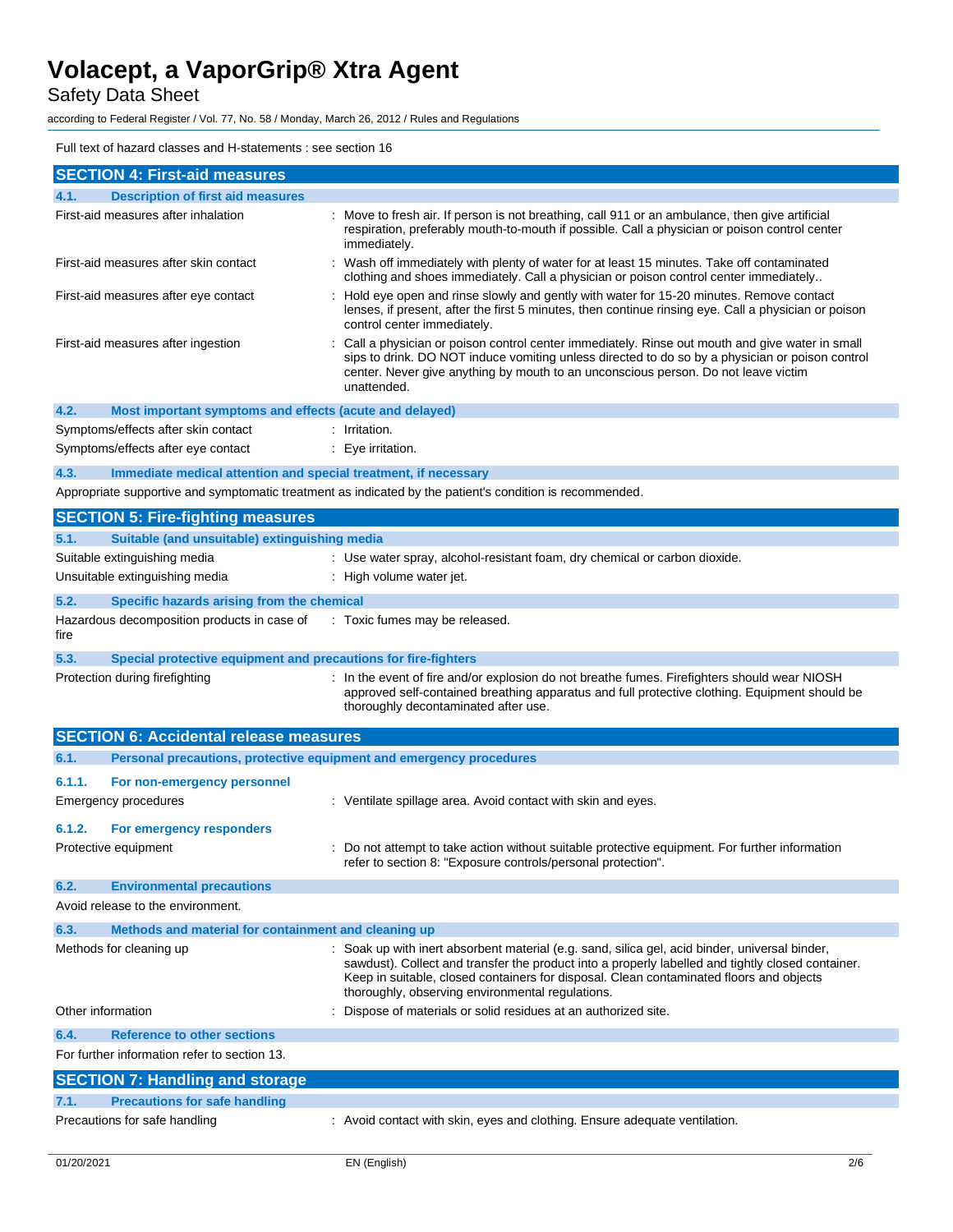Full text of hazard classes and H-statements : see section 16

## SECTION 4: First-aid measures

### 4.1. Description of first aid measures

| | |
|---|---|
| First-aid measures after inhalation | : Move to fresh air. If person is not breathing, call 911 or an ambulance, then give artificial respiration, preferably mouth-to-mouth if possible. Call a physician or poison control center immediately. |
| First-aid measures after skin contact | : Wash off immediately with plenty of water for at least 15 minutes. Take off contaminated clothing and shoes immediately. Call a physician or poison control center immediately.. |
| First-aid measures after eye contact | : Hold eye open and rinse slowly and gently with water for 15-20 minutes. Remove contact lenses, if present, after the first 5 minutes, then continue rinsing eye. Call a physician or poison control center immediately. |
| First-aid measures after ingestion | : Call a physician or poison control center immediately. Rinse out mouth and give water in small sips to drink. DO NOT induce vomiting unless directed to do so by a physician or poison control center. Never give anything by mouth to an unconscious person. Do not leave victim unattended. |

### 4.2. Most important symptoms and effects (acute and delayed)

| | |
|---|---|
| Symptoms/effects after skin contact | : Irritation. |
| Symptoms/effects after eye contact | : Eye irritation. |

### 4.3. Immediate medical attention and special treatment, if necessary

Appropriate supportive and symptomatic treatment as indicated by the patient's condition is recommended.

## SECTION 5: Fire-fighting measures

### 5.1. Suitable (and unsuitable) extinguishing media

| | |
|---|---|
| Suitable extinguishing media | : Use water spray, alcohol-resistant foam, dry chemical or carbon dioxide. |
| Unsuitable extinguishing media | : High volume water jet. |

### 5.2. Specific hazards arising from the chemical

| | |
|---|---|
| Hazardous decomposition products in case of fire | : Toxic fumes may be released. |

### 5.3. Special protective equipment and precautions for fire-fighters

| | |
|---|---|
| Protection during firefighting | : In the event of fire and/or explosion do not breathe fumes. Firefighters should wear NIOSH approved self-contained breathing apparatus and full protective clothing. Equipment should be thoroughly decontaminated after use. |

## SECTION 6: Accidental release measures

### 6.1. Personal precautions, protective equipment and emergency procedures

#### 6.1.1. For non-emergency personnel

| | |
|---|---|
| Emergency procedures | : Ventilate spillage area. Avoid contact with skin and eyes. |

#### 6.1.2. For emergency responders

| | |
|---|---|
| Protective equipment | : Do not attempt to take action without suitable protective equipment. For further information refer to section 8: "Exposure controls/personal protection". |

### 6.2. Environmental precautions

Avoid release to the environment.

### 6.3. Methods and material for containment and cleaning up

| | |
|---|---|
| Methods for cleaning up | : Soak up with inert absorbent material (e.g. sand, silica gel, acid binder, universal binder, sawdust). Collect and transfer the product into a properly labelled and tightly closed container. Keep in suitable, closed containers for disposal. Clean contaminated floors and objects thoroughly, observing environmental regulations. |
| Other information | : Dispose of materials or solid residues at an authorized site. |

### 6.4. Reference to other sections

For further information refer to section 13.

## SECTION 7: Handling and storage

### 7.1. Precautions for safe handling

| | |
|---|---|
| Precautions for safe handling | : Avoid contact with skin, eyes and clothing. Ensure adequate ventilation. |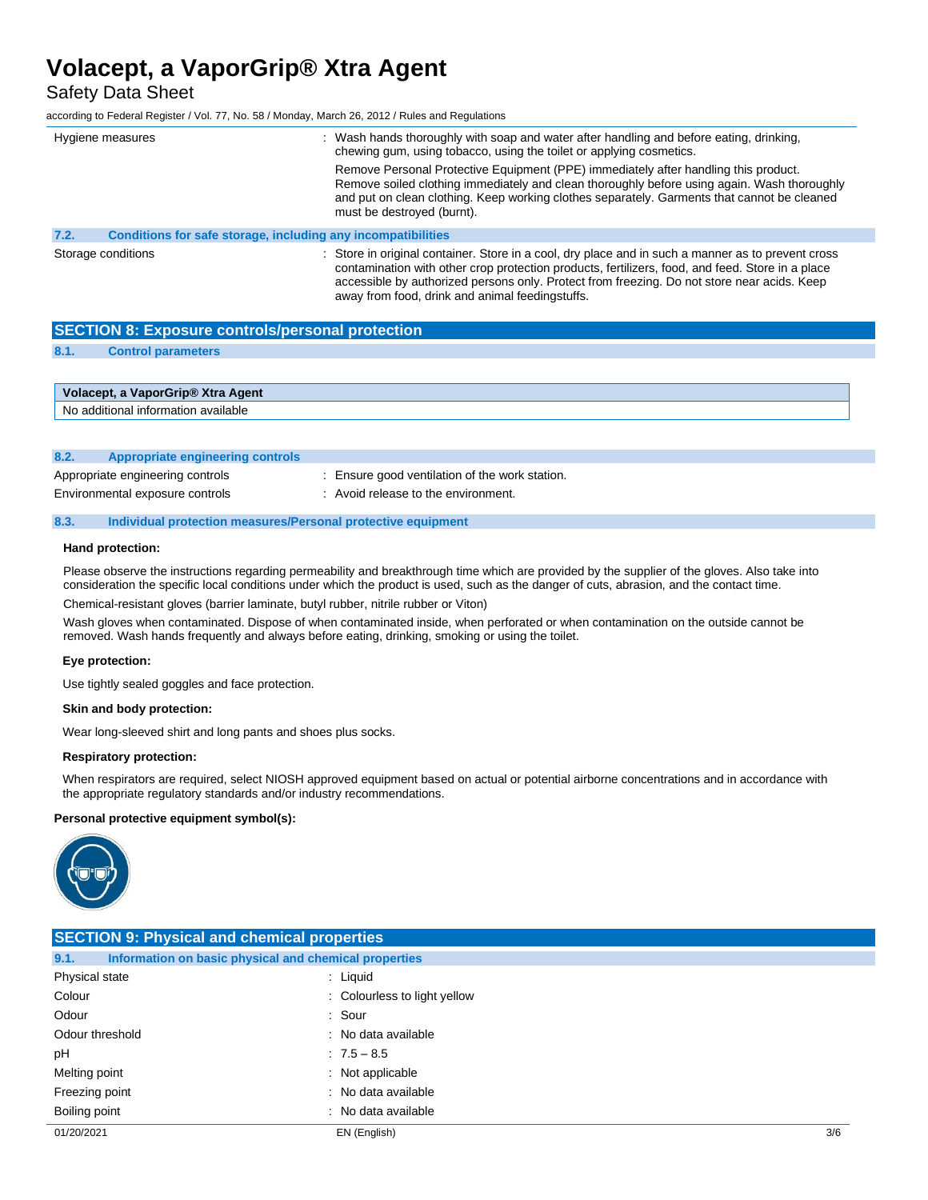| | |
|---|---|
| Hygiene measures | : Wash hands thoroughly with soap and water after handling and before eating, drinking, chewing gum, using tobacco, using the toilet or applying cosmetics. Remove Personal Protective Equipment (PPE) immediately after handling this product. Remove soiled clothing immediately and clean thoroughly before using again. Wash thoroughly and put on clean clothing. Keep working clothes separately. Garments that cannot be cleaned must be destroyed (burnt). |

### 7.2. Conditions for safe storage, including any incompatibilities

| | |
|---|---|
| Storage conditions | : Store in original container. Store in a cool, dry place and in such a manner as to prevent cross contamination with other crop protection products, fertilizers, food, and feed. Store in a place accessible by authorized persons only. Protect from freezing. Do not store near acids. Keep away from food, drink and animal feedingstuffs. |

## SECTION 8: Exposure controls/personal protection

### 8.1. Control parameters

| Volacept, a VaporGrip® Xtra Agent |
|---|
| No additional information available |

### 8.2. Appropriate engineering controls

| | |
|---|---|
| Appropriate engineering controls | : Ensure good ventilation of the work station. |
| Environmental exposure controls | : Avoid release to the environment. |

### 8.3. Individual protection measures/Personal protective equipment

**Hand protection:**

Please observe the instructions regarding permeability and breakthrough time which are provided by the supplier of the gloves. Also take into consideration the specific local conditions under which the product is used, such as the danger of cuts, abrasion, and the contact time.

Chemical-resistant gloves (barrier laminate, butyl rubber, nitrile rubber or Viton)

Wash gloves when contaminated. Dispose of when contaminated inside, when perforated or when contamination on the outside cannot be removed. Wash hands frequently and always before eating, drinking, smoking or using the toilet.

**Eye protection:**

Use tightly sealed goggles and face protection.

**Skin and body protection:**

Wear long-sleeved shirt and long pants and shoes plus socks.

**Respiratory protection:**

When respirators are required, select NIOSH approved equipment based on actual or potential airborne concentrations and in accordance with the appropriate regulatory standards and/or industry recommendations.

**Personal protective equipment symbol(s):**

## SECTION 9: Physical and chemical properties

### 9.1. Information on basic physical and chemical properties

| | |
|---|---|
| Physical state | : Liquid |
| Colour | : Colourless to light yellow |
| Odour | : Sour |
| Odour threshold | : No data available |
| pH | : 7.5 – 8.5 |
| Melting point | : Not applicable |
| Freezing point | : No data available |
| Boiling point | : No data available |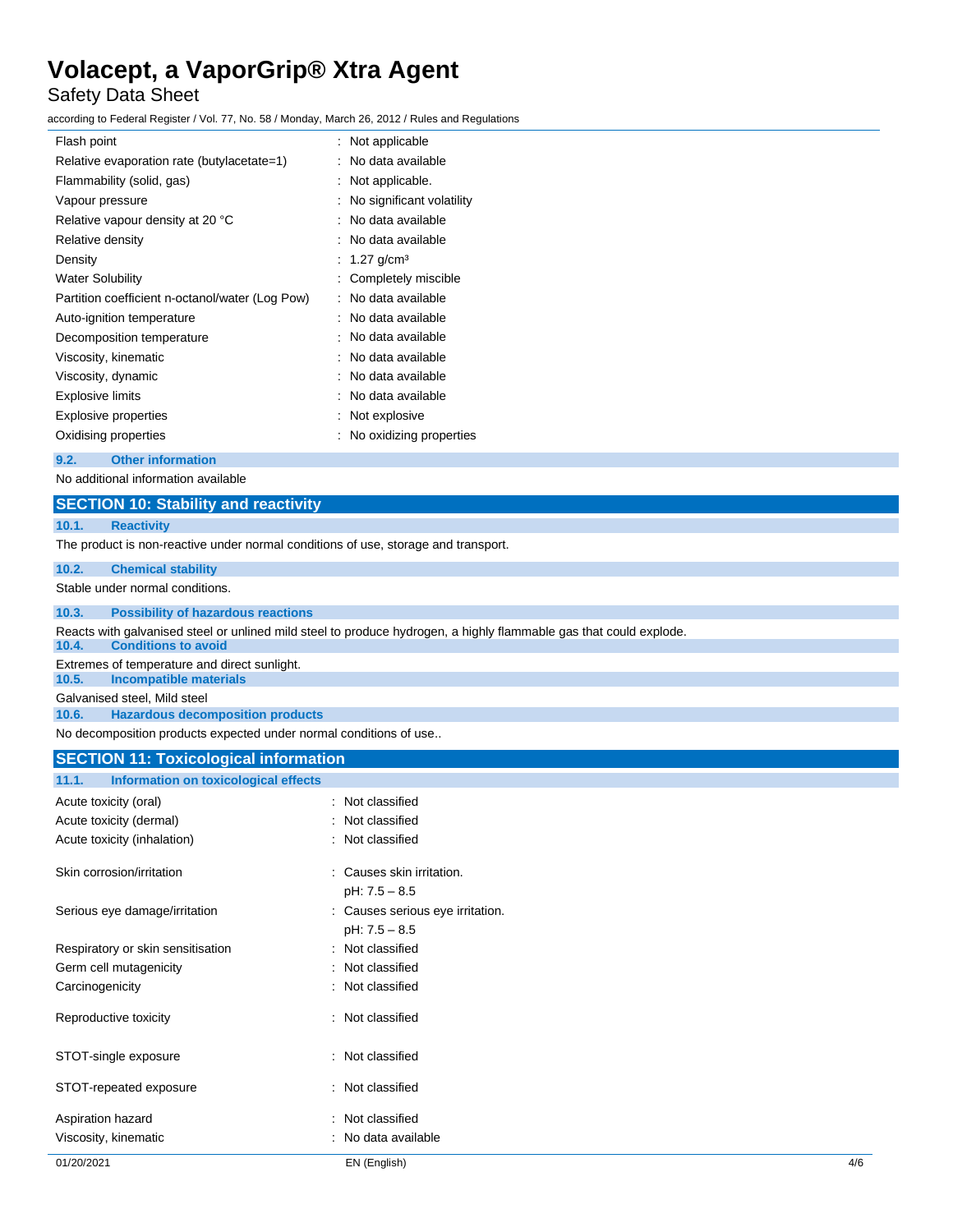| Property | Value |
|---|---|
| Flash point | Not applicable |
| Relative evaporation rate (butylacetate=1) | No data available |
| Flammability (solid, gas) | Not applicable. |
| Vapour pressure | No significant volatility |
| Relative vapour density at 20 °C | No data available |
| Relative density | No data available |
| Density | 1.27 g/cm³ |
| Water Solubility | Completely miscible |
| Partition coefficient n-octanol/water (Log Pow) | No data available |
| Auto-ignition temperature | No data available |
| Decomposition temperature | No data available |
| Viscosity, kinematic | No data available |
| Viscosity, dynamic | No data available |
| Explosive limits | No data available |
| Explosive properties | Not explosive |
| Oxidising properties | No oxidizing properties |

### 9.2. Other information

No additional information available

## SECTION 10: Stability and reactivity

### 10.1. Reactivity

The product is non-reactive under normal conditions of use, storage and transport.

### 10.2. Chemical stability

Stable under normal conditions.

### 10.3. Possibility of hazardous reactions

Reacts with galvanised steel or unlined mild steel to produce hydrogen, a highly flammable gas that could explode.

### 10.4. Conditions to avoid

Extremes of temperature and direct sunlight.

### 10.5. Incompatible materials

Galvanised steel, Mild steel

### 10.6. Hazardous decomposition products

No decomposition products expected under normal conditions of use..

## SECTION 11: Toxicological information

### 11.1. Information on toxicological effects

| Effect | Classification |
|---|---|
| Acute toxicity (oral) | Not classified |
| Acute toxicity (dermal) | Not classified |
| Acute toxicity (inhalation) | Not classified |
| Skin corrosion/irritation | Causes skin irritation.<br>pH: 7.5 – 8.5 |
| Serious eye damage/irritation | Causes serious eye irritation.<br>pH: 7.5 – 8.5 |
| Respiratory or skin sensitisation | Not classified |
| Germ cell mutagenicity | Not classified |
| Carcinogenicity | Not classified |
| Reproductive toxicity | Not classified |
| STOT-single exposure | Not classified |
| STOT-repeated exposure | Not classified |
| Aspiration hazard | Not classified |
| Viscosity, kinematic | No data available |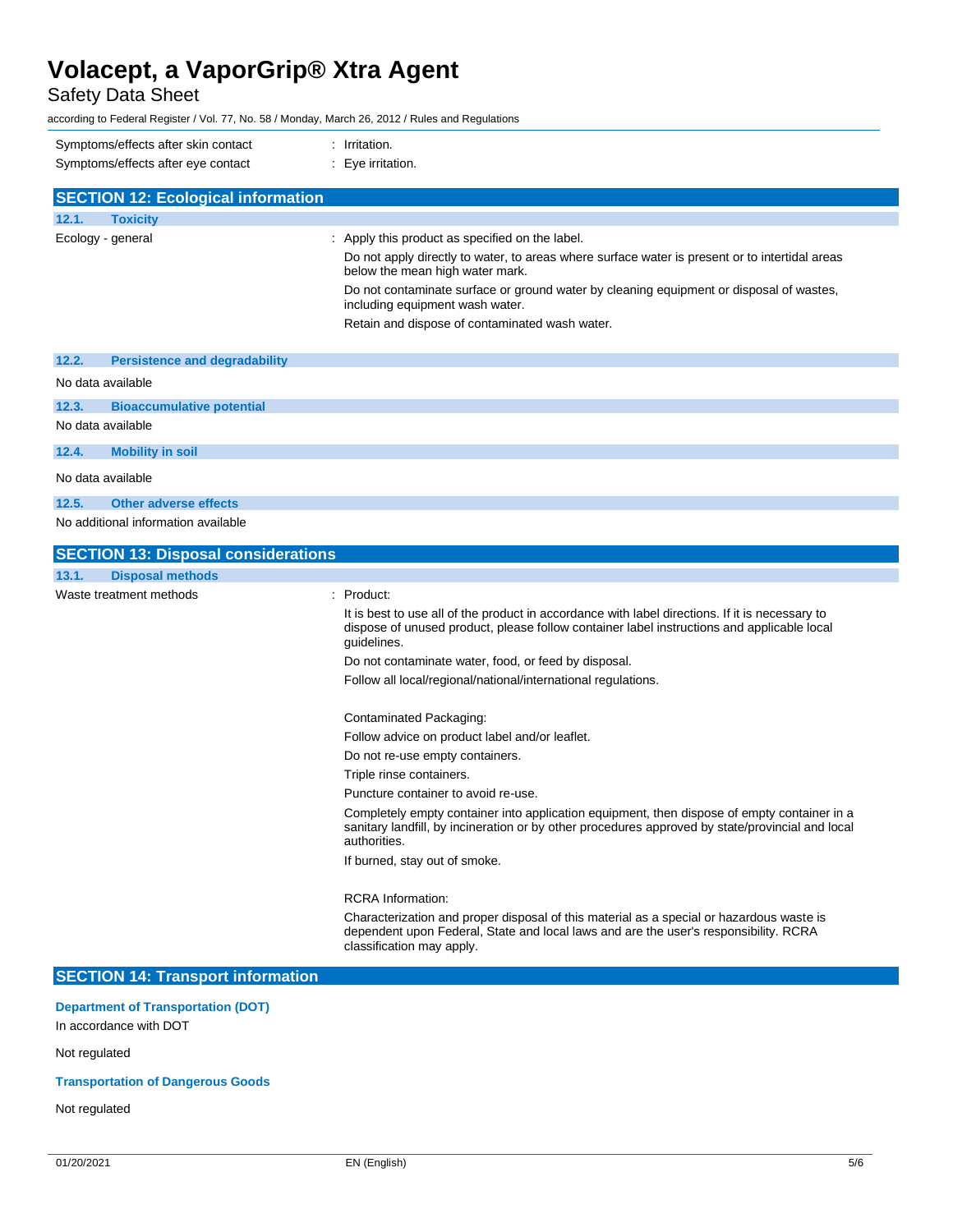| | |
|---|---|
| Symptoms/effects after skin contact | : Irritation. |
| Symptoms/effects after eye contact | : Eye irritation. |

## SECTION 12: Ecological information

### 12.1. Toxicity

Ecology - general : Apply this product as specified on the label.

Do not apply directly to water, to areas where surface water is present or to intertidal areas below the mean high water mark.

Do not contaminate surface or ground water by cleaning equipment or disposal of wastes, including equipment wash water.

Retain and dispose of contaminated wash water.

### 12.2. Persistence and degradability

No data available

### 12.3. Bioaccumulative potential

No data available

### 12.4. Mobility in soil

No data available

### 12.5. Other adverse effects

No additional information available

## SECTION 13: Disposal considerations

### 13.1. Disposal methods

Waste treatment methods : Product:

It is best to use all of the product in accordance with label directions. If it is necessary to dispose of unused product, please follow container label instructions and applicable local guidelines.

Do not contaminate water, food, or feed by disposal.

Follow all local/regional/national/international regulations.

Contaminated Packaging:

Follow advice on product label and/or leaflet.

Do not re-use empty containers.

Triple rinse containers.

Puncture container to avoid re-use.

Completely empty container into application equipment, then dispose of empty container in a sanitary landfill, by incineration or by other procedures approved by state/provincial and local authorities.

If burned, stay out of smoke.

RCRA Information:

Characterization and proper disposal of this material as a special or hazardous waste is dependent upon Federal, State and local laws and are the user's responsibility. RCRA classification may apply.

## SECTION 14: Transport information

### Department of Transportation (DOT)

In accordance with DOT

Not regulated

### Transportation of Dangerous Goods

Not regulated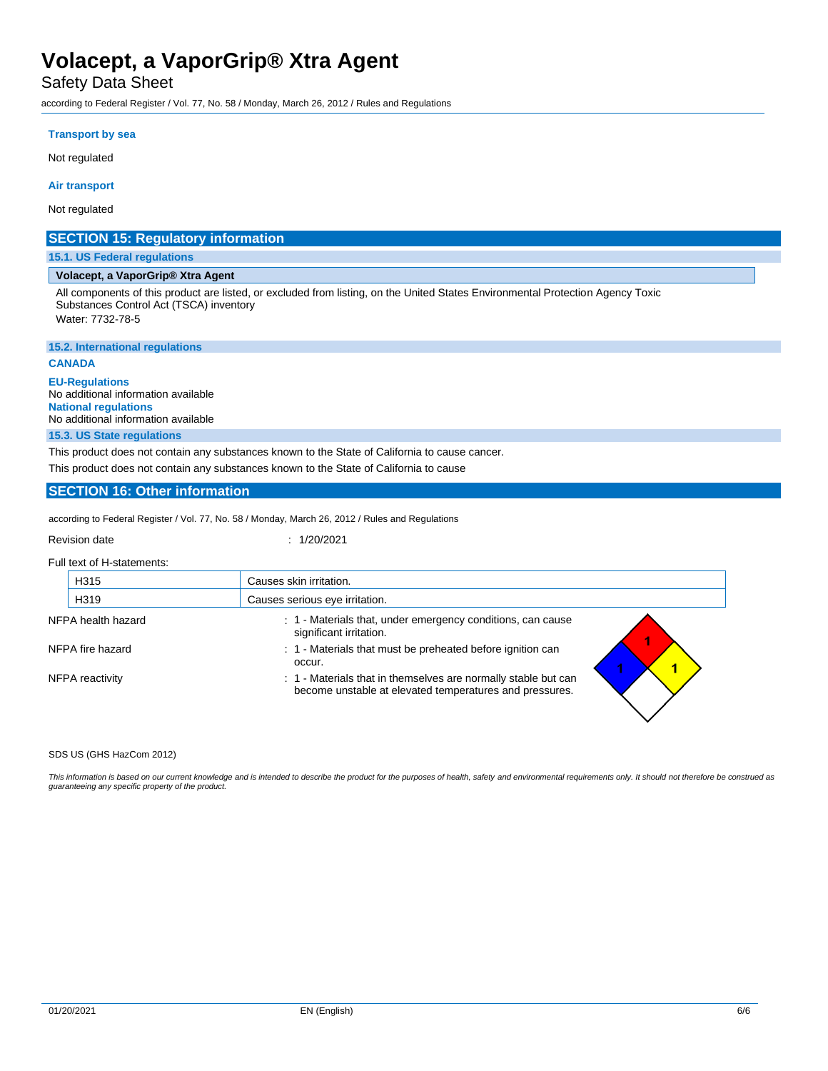#### Transport by sea

Not regulated

#### Air transport

Not regulated

## SECTION 15: Regulatory information

### 15.1. US Federal regulations

**Volacept, a VaporGrip® Xtra Agent**

All components of this product are listed, or excluded from listing, on the United States Environmental Protection Agency Toxic Substances Control Act (TSCA) inventory

Water: 7732-78-5

### 15.2. International regulations

**CANADA**

**EU-Regulations**

No additional information available

**National regulations**

No additional information available

### 15.3. US State regulations

This product does not contain any substances known to the State of California to cause cancer.

This product does not contain any substances known to the State of California to cause

## SECTION 16: Other information

according to Federal Register / Vol. 77, No. 58 / Monday, March 26, 2012 / Rules and Regulations

Revision date : 1/20/2021

Full text of H-statements:

| | |
|---|---|
| H315 | Causes skin irritation. |
| H319 | Causes serious eye irritation. |

NFPA health hazard : 1 - Materials that, under emergency conditions, can cause significant irritation.

NFPA fire hazard : 1 - Materials that must be preheated before ignition can occur.

NFPA reactivity : 1 - Materials that in themselves are normally stable but can become unstable at elevated temperatures and pressures.

1
1
1

SDS US (GHS HazCom 2012)

*This information is based on our current knowledge and is intended to describe the product for the purposes of health, safety and environmental requirements only. It should not therefore be construed as guaranteeing any specific property of the product.*